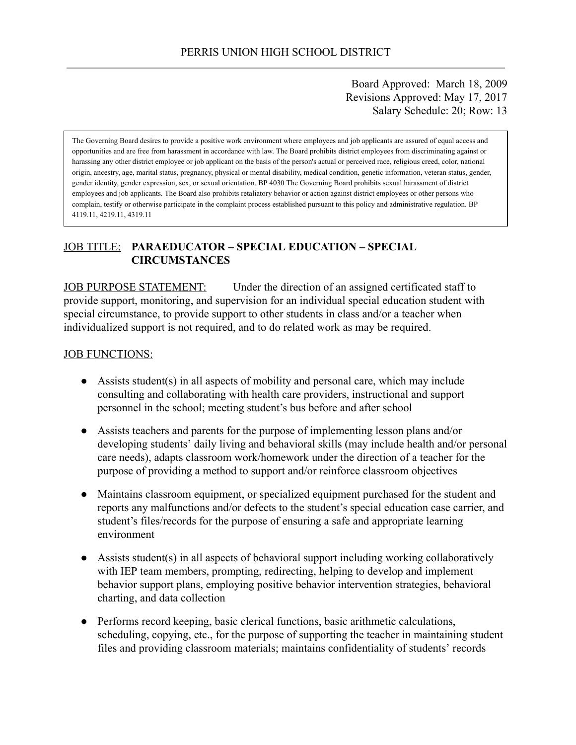PERRIS UNION HIGH SCHOOL DISTRICT

Board Approved: March 18, 2009
Revisions Approved: May 17, 2017
Salary Schedule: 20; Row: 13

The Governing Board desires to provide a positive work environment where employees and job applicants are assured of equal access and opportunities and are free from harassment in accordance with law. The Board prohibits district employees from discriminating against or harassing any other district employee or job applicant on the basis of the person's actual or perceived race, religious creed, color, national origin, ancestry, age, marital status, pregnancy, physical or mental disability, medical condition, genetic information, veteran status, gender, gender identity, gender expression, sex, or sexual orientation. BP 4030 The Governing Board prohibits sexual harassment of district employees and job applicants. The Board also prohibits retaliatory behavior or action against district employees or other persons who complain, testify or otherwise participate in the complaint process established pursuant to this policy and administrative regulation. BP 4119.11, 4219.11, 4319.11

JOB TITLE: **PARAEDUCATOR – SPECIAL EDUCATION – SPECIAL CIRCUMSTANCES**

JOB PURPOSE STATEMENT: Under the direction of an assigned certificated staff to provide support, monitoring, and supervision for an individual special education student with special circumstance, to provide support to other students in class and/or a teacher when individualized support is not required, and to do related work as may be required.

JOB FUNCTIONS:

- Assists student(s) in all aspects of mobility and personal care, which may include consulting and collaborating with health care providers, instructional and support personnel in the school; meeting student's bus before and after school
- Assists teachers and parents for the purpose of implementing lesson plans and/or developing students' daily living and behavioral skills (may include health and/or personal care needs), adapts classroom work/homework under the direction of a teacher for the purpose of providing a method to support and/or reinforce classroom objectives
- Maintains classroom equipment, or specialized equipment purchased for the student and reports any malfunctions and/or defects to the student's special education case carrier, and student's files/records for the purpose of ensuring a safe and appropriate learning environment
- Assists student(s) in all aspects of behavioral support including working collaboratively with IEP team members, prompting, redirecting, helping to develop and implement behavior support plans, employing positive behavior intervention strategies, behavioral charting, and data collection
- Performs record keeping, basic clerical functions, basic arithmetic calculations, scheduling, copying, etc., for the purpose of supporting the teacher in maintaining student files and providing classroom materials; maintains confidentiality of students' records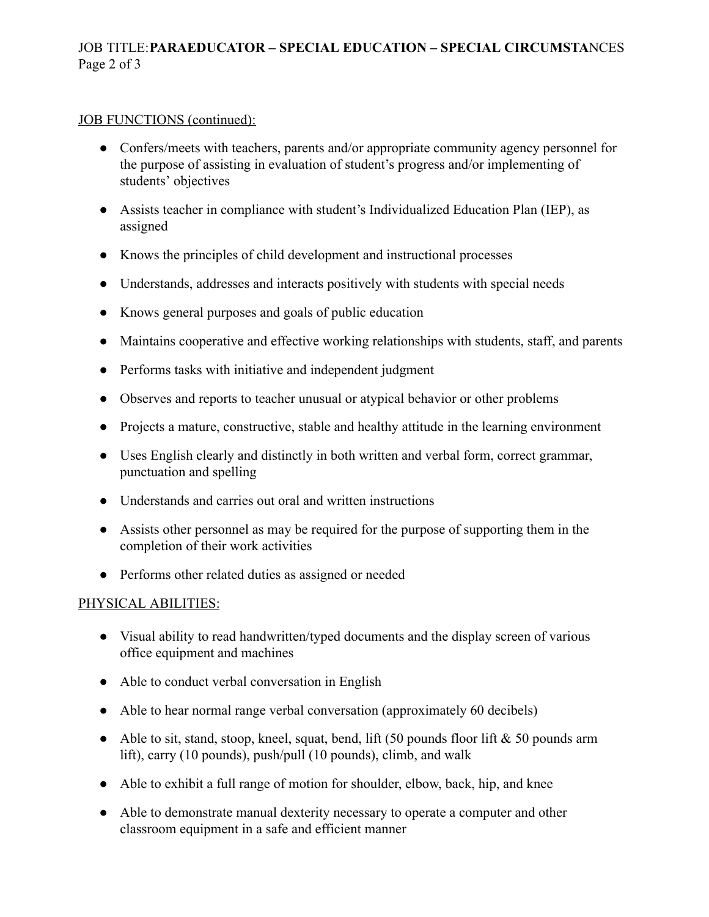JOB FUNCTIONS (continued):

- Confers/meets with teachers, parents and/or appropriate community agency personnel for the purpose of assisting in evaluation of student's progress and/or implementing of students' objectives
- Assists teacher in compliance with student's Individualized Education Plan (IEP), as assigned
- Knows the principles of child development and instructional processes
- Understands, addresses and interacts positively with students with special needs
- Knows general purposes and goals of public education
- Maintains cooperative and effective working relationships with students, staff, and parents
- Performs tasks with initiative and independent judgment
- Observes and reports to teacher unusual or atypical behavior or other problems
- Projects a mature, constructive, stable and healthy attitude in the learning environment
- Uses English clearly and distinctly in both written and verbal form, correct grammar, punctuation and spelling
- Understands and carries out oral and written instructions
- Assists other personnel as may be required for the purpose of supporting them in the completion of their work activities
- Performs other related duties as assigned or needed

PHYSICAL ABILITIES:

- Visual ability to read handwritten/typed documents and the display screen of various office equipment and machines
- Able to conduct verbal conversation in English
- Able to hear normal range verbal conversation (approximately 60 decibels)
- Able to sit, stand, stoop, kneel, squat, bend, lift (50 pounds floor lift & 50 pounds arm lift), carry (10 pounds), push/pull (10 pounds), climb, and walk
- Able to exhibit a full range of motion for shoulder, elbow, back, hip, and knee
- Able to demonstrate manual dexterity necessary to operate a computer and other classroom equipment in a safe and efficient manner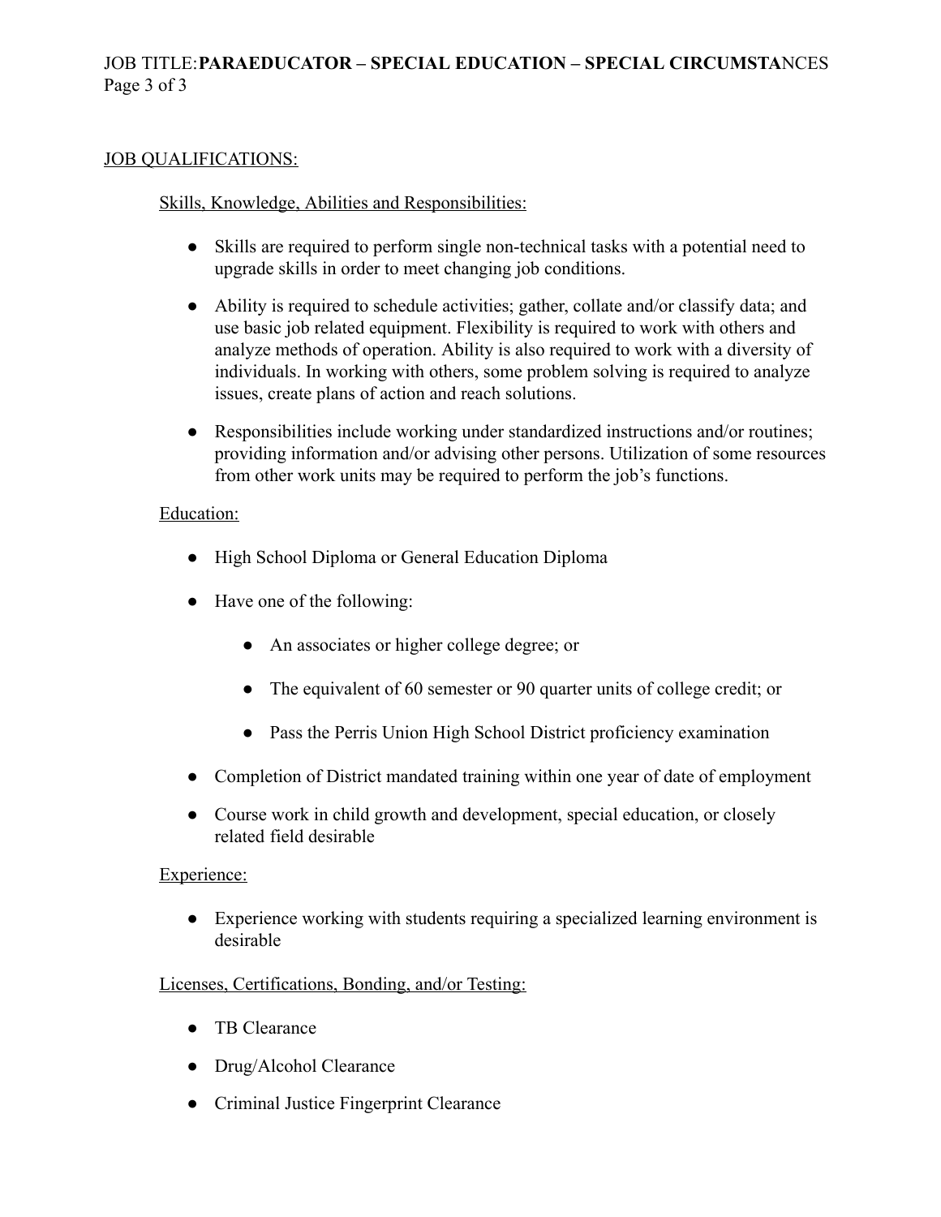## JOB QUALIFICATIONS:

### Skills, Knowledge, Abilities and Responsibilities:

- Skills are required to perform single non-technical tasks with a potential need to upgrade skills in order to meet changing job conditions.
- Ability is required to schedule activities; gather, collate and/or classify data; and use basic job related equipment. Flexibility is required to work with others and analyze methods of operation. Ability is also required to work with a diversity of individuals. In working with others, some problem solving is required to analyze issues, create plans of action and reach solutions.
- Responsibilities include working under standardized instructions and/or routines; providing information and/or advising other persons. Utilization of some resources from other work units may be required to perform the job's functions.

### Education:

- High School Diploma or General Education Diploma
- Have one of the following:
  - An associates or higher college degree; or
  - The equivalent of 60 semester or 90 quarter units of college credit; or
  - Pass the Perris Union High School District proficiency examination
- Completion of District mandated training within one year of date of employment
- Course work in child growth and development, special education, or closely related field desirable

### Experience:

- Experience working with students requiring a specialized learning environment is desirable

### Licenses, Certifications, Bonding, and/or Testing:

- TB Clearance
- Drug/Alcohol Clearance
- Criminal Justice Fingerprint Clearance